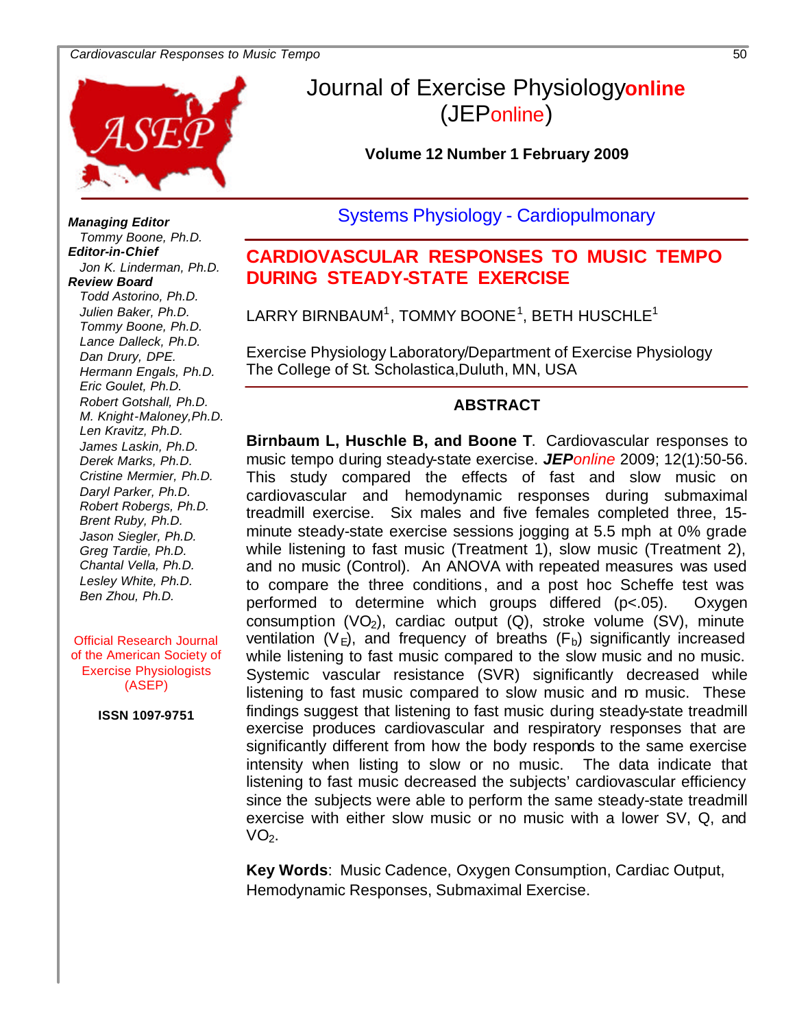# Journal of Exercise Physiologyonline (JEPonline)

**Volume 12 Number 1 February 2009**

***Managing Editor***
*Tommy Boone, Ph.D.*
***Editor-in-Chief***
*Jon K. Linderman, Ph.D.*
***Review Board***
*Todd Astorino, Ph.D.*
*Julien Baker, Ph.D.*
*Tommy Boone, Ph.D.*
*Lance Dalleck, Ph.D.*
*Dan Drury, DPE.*
*Hermann Engals, Ph.D.*
*Eric Goulet, Ph.D.*
*Robert Gotshall, Ph.D.*
*M. Knight-Maloney,Ph.D.*
*Len Kravitz, Ph.D.*
*James Laskin, Ph.D.*
*Derek Marks, Ph.D.*
*Cristine Mermier, Ph.D.*
*Daryl Parker, Ph.D.*
*Robert Robergs, Ph.D.*
*Brent Ruby, Ph.D.*
*Jason Siegler, Ph.D.*
*Greg Tardie, Ph.D.*
*Chantal Vella, Ph.D.*
*Lesley White, Ph.D.*
*Ben Zhou, Ph.D.*

Official Research Journal of the American Society of Exercise Physiologists (ASEP)

**ISSN 1097-9751**

Systems Physiology - Cardiopulmonary

## CARDIOVASCULAR RESPONSES TO MUSIC TEMPO DURING STEADY-STATE EXERCISE

LARRY BIRNBAUM[1], TOMMY BOONE[1], BETH HUSCHLE[1]

Exercise Physiology Laboratory/Department of Exercise Physiology
The College of St. Scholastica,Duluth, MN, USA

### ABSTRACT

**Birnbaum L, Huschle B, and Boone T**. Cardiovascular responses to music tempo during steady-state exercise. ***JEPonline*** 2009; 12(1):50-56. This study compared the effects of fast and slow music on cardiovascular and hemodynamic responses during submaximal treadmill exercise. Six males and five females completed three, 15-minute steady-state exercise sessions jogging at 5.5 mph at 0% grade while listening to fast music (Treatment 1), slow music (Treatment 2), and no music (Control). An ANOVA with repeated measures was used to compare the three conditions, and a post hoc Scheffe test was performed to determine which groups differed ($p<.05$). Oxygen consumption ($VO_2$), cardiac output (Q), stroke volume (SV), minute ventilation ($V_E$), and frequency of breaths ($F_b$) significantly increased while listening to fast music compared to the slow music and no music. Systemic vascular resistance (SVR) significantly decreased while listening to fast music compared to slow music and no music. These findings suggest that listening to fast music during steady-state treadmill exercise produces cardiovascular and respiratory responses that are significantly different from how the body responds to the same exercise intensity when listing to slow or no music. The data indicate that listening to fast music decreased the subjects' cardiovascular efficiency since the subjects were able to perform the same steady-state treadmill exercise with either slow music or no music with a lower SV, Q, and $VO_2$.

**Key Words**: Music Cadence, Oxygen Consumption, Cardiac Output, Hemodynamic Responses, Submaximal Exercise.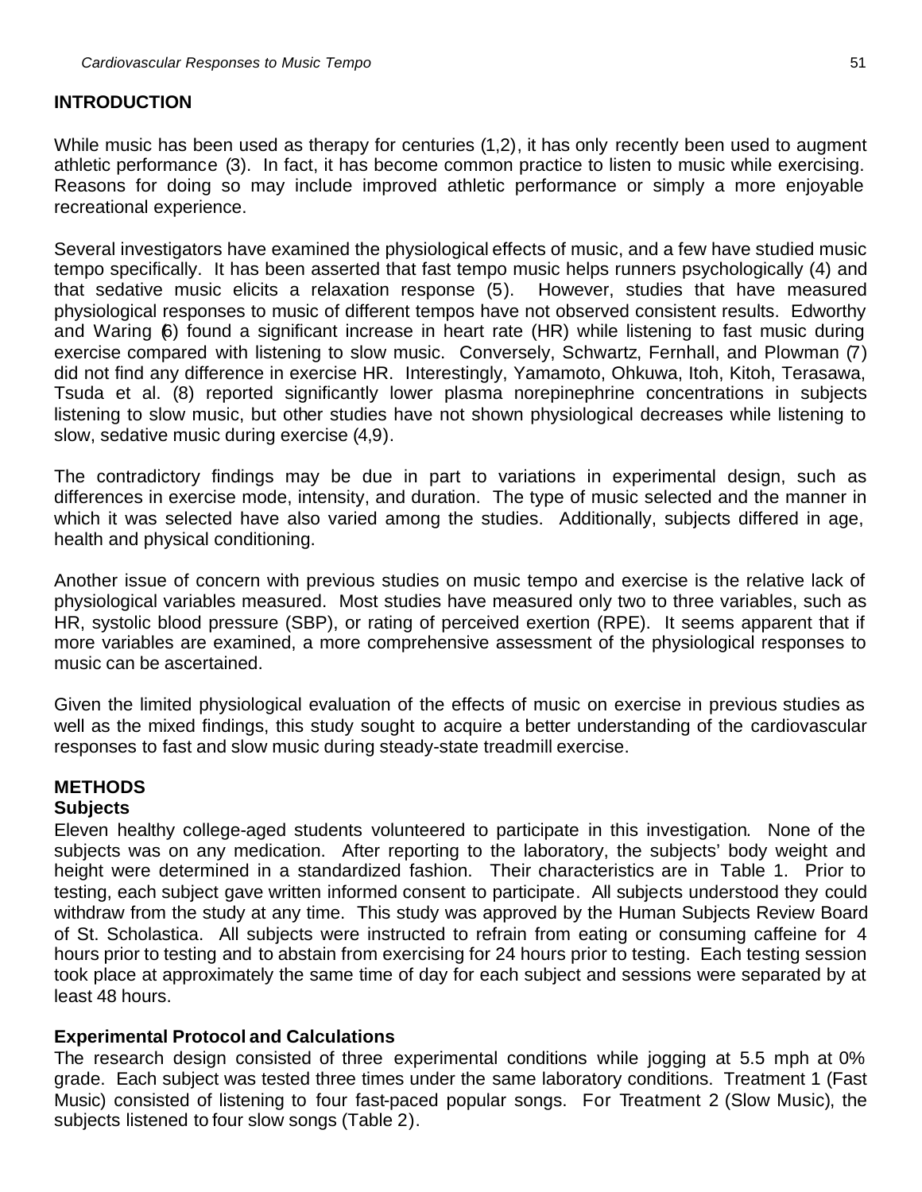## INTRODUCTION

While music has been used as therapy for centuries (1,2), it has only recently been used to augment athletic performance (3). In fact, it has become common practice to listen to music while exercising. Reasons for doing so may include improved athletic performance or simply a more enjoyable recreational experience.

Several investigators have examined the physiological effects of music, and a few have studied music tempo specifically. It has been asserted that fast tempo music helps runners psychologically (4) and that sedative music elicits a relaxation response (5). However, studies that have measured physiological responses to music of different tempos have not observed consistent results. Edworthy and Waring (6) found a significant increase in heart rate (HR) while listening to fast music during exercise compared with listening to slow music. Conversely, Schwartz, Fernhall, and Plowman (7) did not find any difference in exercise HR. Interestingly, Yamamoto, Ohkuwa, Itoh, Kitoh, Terasawa, Tsuda et al. (8) reported significantly lower plasma norepinephrine concentrations in subjects listening to slow music, but other studies have not shown physiological decreases while listening to slow, sedative music during exercise (4,9).

The contradictory findings may be due in part to variations in experimental design, such as differences in exercise mode, intensity, and duration. The type of music selected and the manner in which it was selected have also varied among the studies. Additionally, subjects differed in age, health and physical conditioning.

Another issue of concern with previous studies on music tempo and exercise is the relative lack of physiological variables measured. Most studies have measured only two to three variables, such as HR, systolic blood pressure (SBP), or rating of perceived exertion (RPE). It seems apparent that if more variables are examined, a more comprehensive assessment of the physiological responses to music can be ascertained.

Given the limited physiological evaluation of the effects of music on exercise in previous studies as well as the mixed findings, this study sought to acquire a better understanding of the cardiovascular responses to fast and slow music during steady-state treadmill exercise.

## METHODS

### Subjects

Eleven healthy college-aged students volunteered to participate in this investigation. None of the subjects was on any medication. After reporting to the laboratory, the subjects' body weight and height were determined in a standardized fashion. Their characteristics are in Table 1. Prior to testing, each subject gave written informed consent to participate. All subjects understood they could withdraw from the study at any time. This study was approved by the Human Subjects Review Board of St. Scholastica. All subjects were instructed to refrain from eating or consuming caffeine for 4 hours prior to testing and to abstain from exercising for 24 hours prior to testing. Each testing session took place at approximately the same time of day for each subject and sessions were separated by at least 48 hours.

### Experimental Protocol and Calculations

The research design consisted of three experimental conditions while jogging at 5.5 mph at 0% grade. Each subject was tested three times under the same laboratory conditions. Treatment 1 (Fast Music) consisted of listening to four fast-paced popular songs. For Treatment 2 (Slow Music), the subjects listened to four slow songs (Table 2).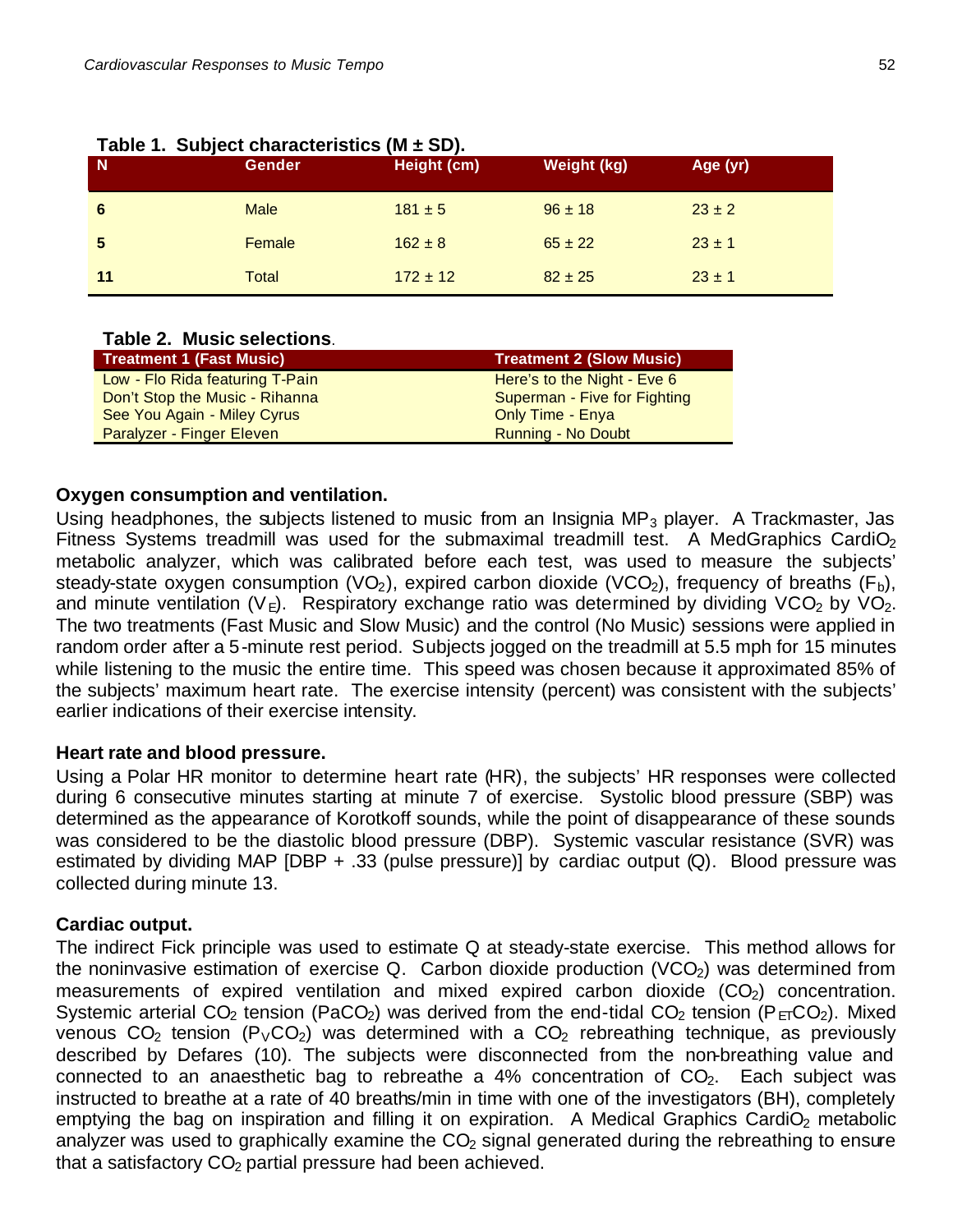**Table 1. Subject characteristics (M ± SD).**

| N | Gender | Height (cm) | Weight (kg) | Age (yr) |
|---|---|---|---|---|
| 6 | Male | 181 ± 5 | 96 ± 18 | 23 ± 2 |
| 5 | Female | 162 ± 8 | 65 ± 22 | 23 ± 1 |
| 11 | Total | 172 ± 12 | 82 ± 25 | 23 ± 1 |

**Table 2. Music selections.**

| Treatment 1 (Fast Music) | Treatment 2 (Slow Music) |
|---|---|
| Low - Flo Rida featuring T-Pain | Here's to the Night - Eve 6 |
| Don't Stop the Music - Rihanna | Superman - Five for Fighting |
| See You Again - Miley Cyrus | Only Time - Enya |
| Paralyzer - Finger Eleven | Running - No Doubt |

### Oxygen consumption and ventilation.

Using headphones, the subjects listened to music from an Insignia $MP_3$ player. A Trackmaster, Jas Fitness Systems treadmill was used for the submaximal treadmill test. A MedGraphics Cardi$O_2$ metabolic analyzer, which was calibrated before each test, was used to measure the subjects' steady-state oxygen consumption ($VO_2$), expired carbon dioxide ($VCO_2$), frequency of breaths ($F_b$), and minute ventilation ($V_E$). Respiratory exchange ratio was determined by dividing $VCO_2$ by $VO_2$. The two treatments (Fast Music and Slow Music) and the control (No Music) sessions were applied in random order after a 5-minute rest period. Subjects jogged on the treadmill at 5.5 mph for 15 minutes while listening to the music the entire time. This speed was chosen because it approximated 85% of the subjects' maximum heart rate. The exercise intensity (percent) was consistent with the subjects' earlier indications of their exercise intensity.

### Heart rate and blood pressure.

Using a Polar HR monitor to determine heart rate (HR), the subjects' HR responses were collected during 6 consecutive minutes starting at minute 7 of exercise. Systolic blood pressure (SBP) was determined as the appearance of Korotkoff sounds, while the point of disappearance of these sounds was considered to be the diastolic blood pressure (DBP). Systemic vascular resistance (SVR) was estimated by dividing MAP [DBP + .33 (pulse pressure)] by cardiac output (Q). Blood pressure was collected during minute 13.

### Cardiac output.

The indirect Fick principle was used to estimate Q at steady-state exercise. This method allows for the noninvasive estimation of exercise Q. Carbon dioxide production ($VCO_2$) was determined from measurements of expired ventilation and mixed expired carbon dioxide ($CO_2$) concentration. Systemic arterial $CO_2$ tension ($PaCO_2$) was derived from the end-tidal $CO_2$ tension ($P_{ET}CO_2$). Mixed venous $CO_2$ tension ($P_VCO_2$) was determined with a $CO_2$ rebreathing technique, as previously described by Defares (10). The subjects were disconnected from the non-breathing value and connected to an anaesthetic bag to rebreathe a 4% concentration of $CO_2$. Each subject was instructed to breathe at a rate of 40 breaths/min in time with one of the investigators (BH), completely emptying the bag on inspiration and filling it on expiration. A Medical Graphics Cardi$O_2$ metabolic analyzer was used to graphically examine the $CO_2$ signal generated during the rebreathing to ensure that a satisfactory $CO_2$ partial pressure had been achieved.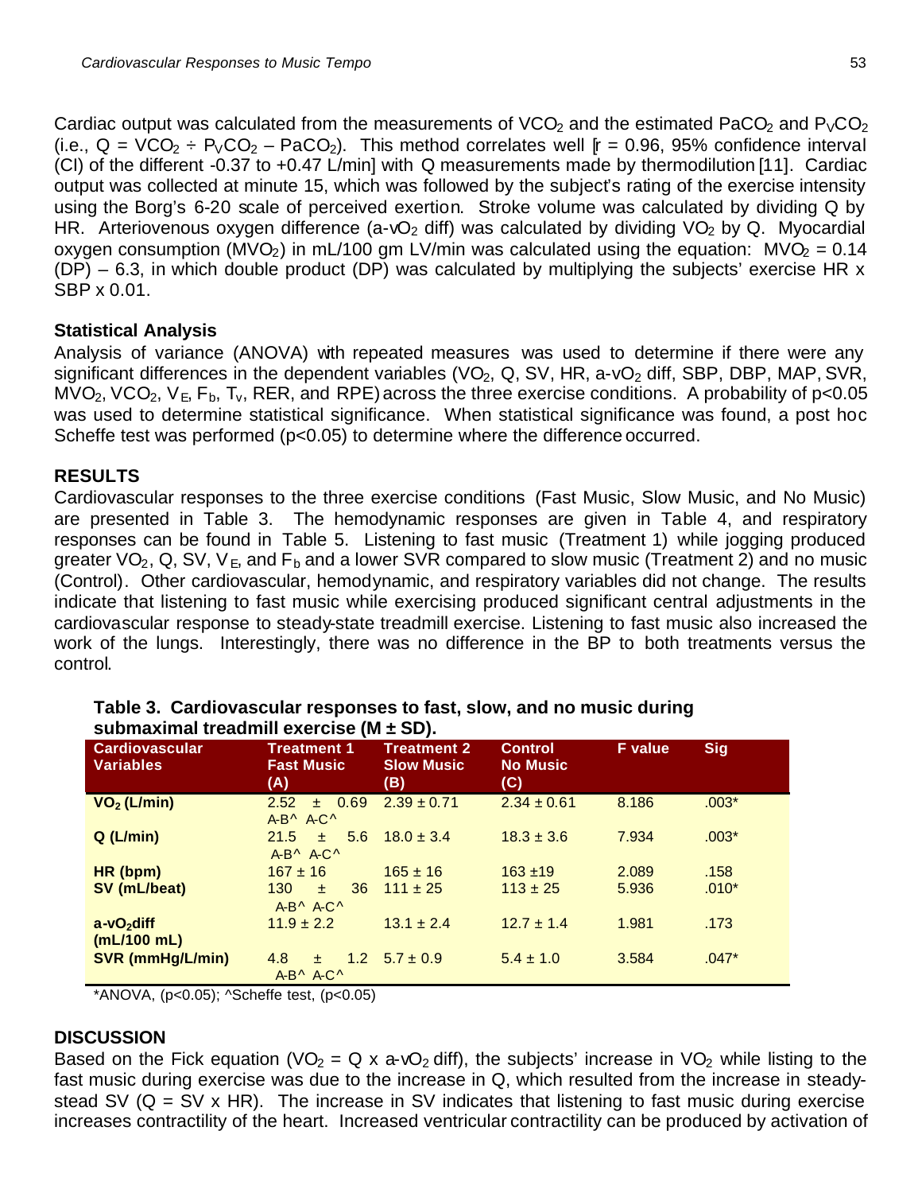Cardiac output was calculated from the measurements of $VCO_2$ and the estimated $PaCO_2$ and $P_VCO_2$ (i.e., $Q = VCO_2 \div P_VCO_2 - PaCO_2$). This method correlates well [r = 0.96, 95% confidence interval (CI) of the different -0.37 to +0.47 L/min] with Q measurements made by thermodilution [11]. Cardiac output was collected at minute 15, which was followed by the subject's rating of the exercise intensity using the Borg's 6-20 scale of perceived exertion. Stroke volume was calculated by dividing Q by HR. Arteriovenous oxygen difference ($a\text{-}vO_2$ diff) was calculated by dividing $VO_2$ by Q. Myocardial oxygen consumption ($MVO_2$) in mL/100 gm LV/min was calculated using the equation: $MVO_2 = 0.14$ (DP) – 6.3, in which double product (DP) was calculated by multiplying the subjects' exercise HR x SBP x 0.01.

### Statistical Analysis

Analysis of variance (ANOVA) with repeated measures was used to determine if there were any significant differences in the dependent variables ($VO_2$, Q, SV, HR, $a\text{-}vO_2$ diff, SBP, DBP, MAP, SVR, $MVO_2$, $VCO_2$, $V_E$, $F_b$, $T_v$, RER, and RPE) across the three exercise conditions. A probability of $p<0.05$ was used to determine statistical significance. When statistical significance was found, a post hoc Scheffe test was performed ($p<0.05$) to determine where the difference occurred.

## RESULTS

Cardiovascular responses to the three exercise conditions (Fast Music, Slow Music, and No Music) are presented in Table 3. The hemodynamic responses are given in Table 4, and respiratory responses can be found in Table 5. Listening to fast music (Treatment 1) while jogging produced greater $VO_2$, Q, SV, $V_E$, and $F_b$ and a lower SVR compared to slow music (Treatment 2) and no music (Control). Other cardiovascular, hemodynamic, and respiratory variables did not change. The results indicate that listening to fast music while exercising produced significant central adjustments in the cardiovascular response to steady-state treadmill exercise. Listening to fast music also increased the work of the lungs. Interestingly, there was no difference in the BP to both treatments versus the control.

**Table 3. Cardiovascular responses to fast, slow, and no music during submaximal treadmill exercise (M ± SD).**

| Cardiovascular Variables | Treatment 1 Fast Music (A) | Treatment 2 Slow Music (B) | Control No Music (C) | F value | Sig |
|---|---|---|---|---|---|
| $VO_2$ (L/min) | 2.52 ± 0.69 A-B^ A-C^ | 2.39 ± 0.71 | 2.34 ± 0.61 | 8.186 | .003* |
| Q (L/min) | 21.5 ± 5.6 A-B^ A-C^ | 18.0 ± 3.4 | 18.3 ± 3.6 | 7.934 | .003* |
| HR (bpm) | 167 ± 16 | 165 ± 16 | 163 ±19 | 2.089 | .158 |
| SV (mL/beat) | 130 ± 36 A-B^ A-C^ | 111 ± 25 | 113 ± 25 | 5.936 | .010* |
| $a\text{-}vO_2$diff (mL/100 mL) | 11.9 ± 2.2 | 13.1 ± 2.4 | 12.7 ± 1.4 | 1.981 | .173 |
| SVR (mmHg/L/min) | 4.8 ± 1.2 A-B^ A-C^ | 5.7 ± 0.9 | 5.4 ± 1.0 | 3.584 | .047* |

*ANOVA, ($p<0.05$); ^Scheffe test, ($p<0.05$)

## DISCUSSION

Based on the Fick equation ($VO_2 = Q \times a\text{-}vO_2$ diff), the subjects' increase in $VO_2$ while listing to the fast music during exercise was due to the increase in Q, which resulted from the increase in steady-stead SV ($Q = SV \times HR$). The increase in SV indicates that listening to fast music during exercise increases contractility of the heart. Increased ventricular contractility can be produced by activation of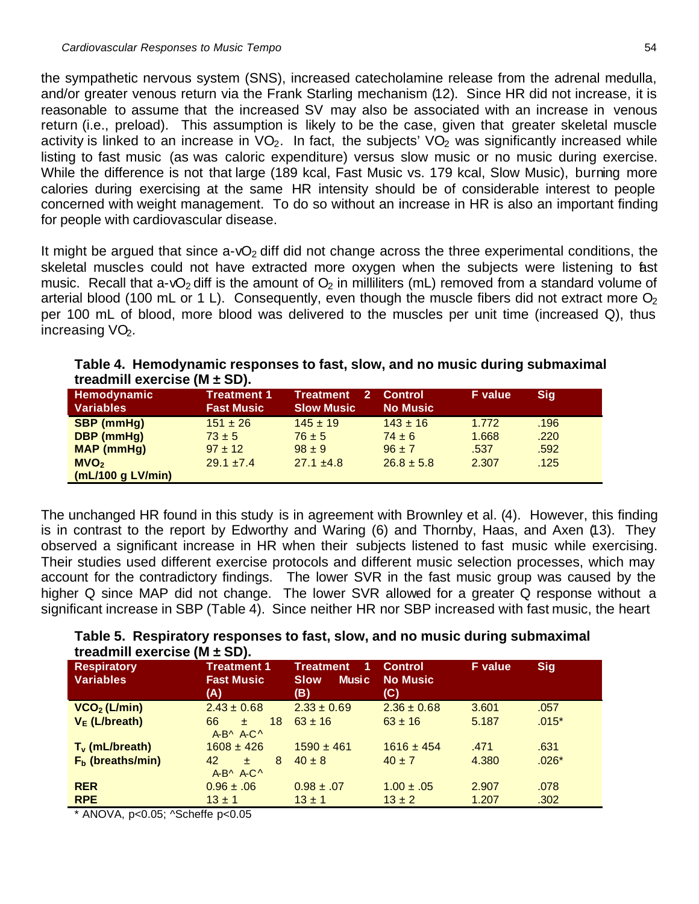the sympathetic nervous system (SNS), increased catecholamine release from the adrenal medulla, and/or greater venous return via the Frank Starling mechanism (12). Since HR did not increase, it is reasonable to assume that the increased SV may also be associated with an increase in venous return (i.e., preload). This assumption is likely to be the case, given that greater skeletal muscle activity is linked to an increase in $VO_2$. In fact, the subjects' $VO_2$ was significantly increased while listing to fast music (as was caloric expenditure) versus slow music or no music during exercise. While the difference is not that large (189 kcal, Fast Music vs. 179 kcal, Slow Music), burning more calories during exercising at the same HR intensity should be of considerable interest to people concerned with weight management. To do so without an increase in HR is also an important finding for people with cardiovascular disease.

It might be argued that since a-v$O_2$ diff did not change across the three experimental conditions, the skeletal muscles could not have extracted more oxygen when the subjects were listening to fast music. Recall that a-v$O_2$ diff is the amount of $O_2$ in milliliters (mL) removed from a standard volume of arterial blood (100 mL or 1 L). Consequently, even though the muscle fibers did not extract more $O_2$ per 100 mL of blood, more blood was delivered to the muscles per unit time (increased Q), thus increasing $VO_2$.

**Table 4. Hemodynamic responses to fast, slow, and no music during submaximal treadmill exercise (M ± SD).**

| Hemodynamic Variables | Treatment 1 Fast Music | Treatment 2 Slow Music | Control No Music | F value | Sig |
|---|---|---|---|---|---|
| **SBP (mmHg)** | 151 ± 26 | 145 ± 19 | 143 ± 16 | 1.772 | .196 |
| **DBP (mmHg)** | 73 ± 5 | 76 ± 5 | 74 ± 6 | 1.668 | .220 |
| **MAP (mmHg)** | 97 ± 12 | 98 ± 9 | 96 ± 7 | .537 | .592 |
| **$MVO_2$ (mL/100 g LV/min)** | 29.1 ±7.4 | 27.1 ±4.8 | 26.8 ± 5.8 | 2.307 | .125 |

The unchanged HR found in this study is in agreement with Brownley et al. (4). However, this finding is in contrast to the report by Edworthy and Waring (6) and Thornby, Haas, and Axen (13). They observed a significant increase in HR when their subjects listened to fast music while exercising. Their studies used different exercise protocols and different music selection processes, which may account for the contradictory findings. The lower SVR in the fast music group was caused by the higher Q since MAP did not change. The lower SVR allowed for a greater Q response without a significant increase in SBP (Table 4). Since neither HR nor SBP increased with fast music, the heart

**Table 5. Respiratory responses to fast, slow, and no music during submaximal treadmill exercise (M ± SD).**

| Respiratory Variables | Treatment 1 Fast Music (A) | Treatment 1 Slow Music (B) | Control No Music (C) | F value | Sig |
|---|---|---|---|---|---|
| **$VCO_2$ (L/min)** | 2.43 ± 0.68 | 2.33 ± 0.69 | 2.36 ± 0.68 | 3.601 | .057 |
| **$V_E$ (L/breath)** | 66 ± 18 A-B^ A-C^ | 63 ± 16 | 63 ± 16 | 5.187 | .015* |
| **$T_v$ (mL/breath)** | 1608 ± 426 | 1590 ± 461 | 1616 ± 454 | .471 | .631 |
| **$F_b$ (breaths/min)** | 42 ± 8 A-B^ A-C^ | 40 ± 8 | 40 ± 7 | 4.380 | .026* |
| **RER** | 0.96 ± .06 | 0.98 ± .07 | 1.00 ± .05 | 2.907 | .078 |
| **RPE** | 13 ± 1 | 13 ± 1 | 13 ± 2 | 1.207 | .302 |

* ANOVA, $p<0.05$; ^Scheffe $p<0.05$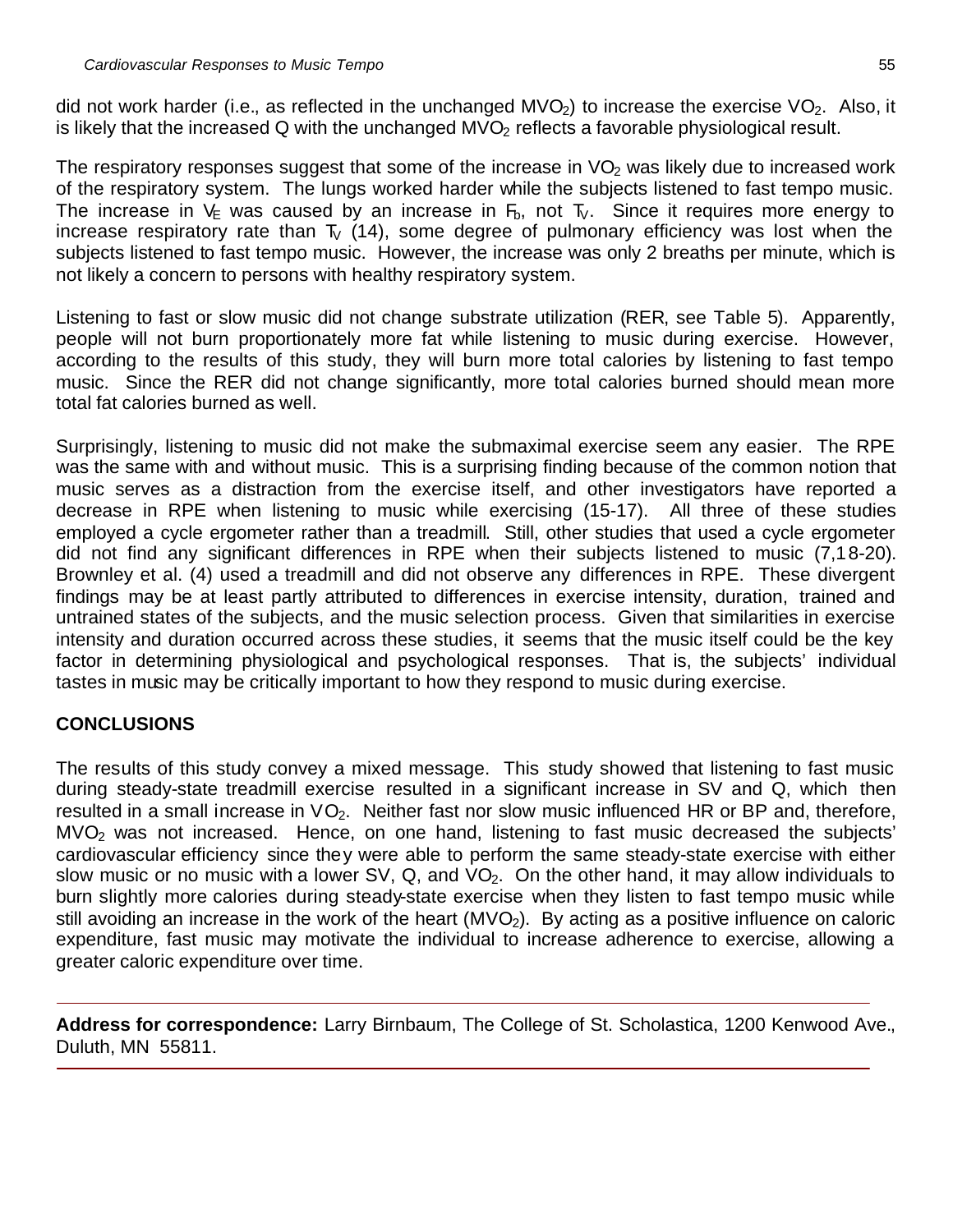did not work harder (i.e., as reflected in the unchanged $MVO_2$) to increase the exercise $VO_2$. Also, it is likely that the increased Q with the unchanged $MVO_2$ reflects a favorable physiological result.

The respiratory responses suggest that some of the increase in $VO_2$ was likely due to increased work of the respiratory system. The lungs worked harder while the subjects listened to fast tempo music. The increase in $V_E$ was caused by an increase in $F_b$, not $T_V$. Since it requires more energy to increase respiratory rate than $T_V$ (14), some degree of pulmonary efficiency was lost when the subjects listened to fast tempo music. However, the increase was only 2 breaths per minute, which is not likely a concern to persons with healthy respiratory system.

Listening to fast or slow music did not change substrate utilization (RER, see Table 5). Apparently, people will not burn proportionately more fat while listening to music during exercise. However, according to the results of this study, they will burn more total calories by listening to fast tempo music. Since the RER did not change significantly, more total calories burned should mean more total fat calories burned as well.

Surprisingly, listening to music did not make the submaximal exercise seem any easier. The RPE was the same with and without music. This is a surprising finding because of the common notion that music serves as a distraction from the exercise itself, and other investigators have reported a decrease in RPE when listening to music while exercising (15-17). All three of these studies employed a cycle ergometer rather than a treadmill. Still, other studies that used a cycle ergometer did not find any significant differences in RPE when their subjects listened to music (7,18-20). Brownley et al. (4) used a treadmill and did not observe any differences in RPE. These divergent findings may be at least partly attributed to differences in exercise intensity, duration, trained and untrained states of the subjects, and the music selection process. Given that similarities in exercise intensity and duration occurred across these studies, it seems that the music itself could be the key factor in determining physiological and psychological responses. That is, the subjects' individual tastes in music may be critically important to how they respond to music during exercise.

## CONCLUSIONS

The results of this study convey a mixed message. This study showed that listening to fast music during steady-state treadmill exercise resulted in a significant increase in SV and Q, which then resulted in a small increase in $VO_2$. Neither fast nor slow music influenced HR or BP and, therefore, $MVO_2$ was not increased. Hence, on one hand, listening to fast music decreased the subjects' cardiovascular efficiency since they were able to perform the same steady-state exercise with either slow music or no music with a lower SV, Q, and $VO_2$. On the other hand, it may allow individuals to burn slightly more calories during steady-state exercise when they listen to fast tempo music while still avoiding an increase in the work of the heart ($MVO_2$). By acting as a positive influence on caloric expenditure, fast music may motivate the individual to increase adherence to exercise, allowing a greater caloric expenditure over time.

---

**Address for correspondence:** Larry Birnbaum, The College of St. Scholastica, 1200 Kenwood Ave., Duluth, MN 55811.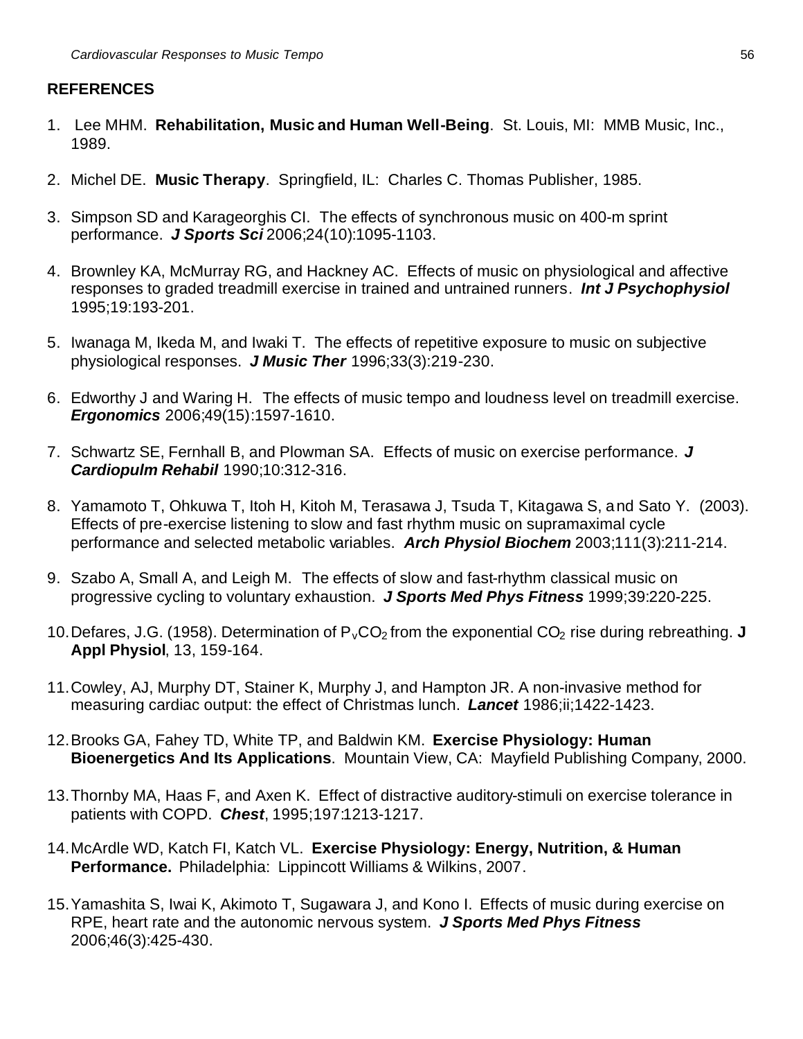## REFERENCES

1. Lee MHM. **Rehabilitation, Music and Human Well-Being**. St. Louis, MI: MMB Music, Inc., 1989.

2. Michel DE. **Music Therapy**. Springfield, IL: Charles C. Thomas Publisher, 1985.

3. Simpson SD and Karageorghis CI. The effects of synchronous music on 400-m sprint performance. ***J Sports Sci*** 2006;24(10):1095-1103.

4. Brownley KA, McMurray RG, and Hackney AC. Effects of music on physiological and affective responses to graded treadmill exercise in trained and untrained runners. ***Int J Psychophysiol*** 1995;19:193-201.

5. Iwanaga M, Ikeda M, and Iwaki T. The effects of repetitive exposure to music on subjective physiological responses. ***J Music Ther*** 1996;33(3):219-230.

6. Edworthy J and Waring H. The effects of music tempo and loudness level on treadmill exercise. ***Ergonomics*** 2006;49(15):1597-1610.

7. Schwartz SE, Fernhall B, and Plowman SA. Effects of music on exercise performance. ***J Cardiopulm Rehabil*** 1990;10:312-316.

8. Yamamoto T, Ohkuwa T, Itoh H, Kitoh M, Terasawa J, Tsuda T, Kitagawa S, and Sato Y. (2003). Effects of pre-exercise listening to slow and fast rhythm music on supramaximal cycle performance and selected metabolic variables. ***Arch Physiol Biochem*** 2003;111(3):211-214.

9. Szabo A, Small A, and Leigh M. The effects of slow and fast-rhythm classical music on progressive cycling to voluntary exhaustion. ***J Sports Med Phys Fitness*** 1999;39:220-225.

10. Defares, J.G. (1958). Determination of $P_vCO_2$ from the exponential $CO_2$ rise during rebreathing. **J Appl Physiol**, 13, 159-164.

11. Cowley, AJ, Murphy DT, Stainer K, Murphy J, and Hampton JR. A non-invasive method for measuring cardiac output: the effect of Christmas lunch. ***Lancet*** 1986;ii;1422-1423.

12. Brooks GA, Fahey TD, White TP, and Baldwin KM. **Exercise Physiology: Human Bioenergetics And Its Applications**. Mountain View, CA: Mayfield Publishing Company, 2000.

13. Thornby MA, Haas F, and Axen K. Effect of distractive auditory-stimuli on exercise tolerance in patients with COPD. ***Chest***, 1995;197:1213-1217.

14. McArdle WD, Katch FI, Katch VL. **Exercise Physiology: Energy, Nutrition, & Human Performance.** Philadelphia: Lippincott Williams & Wilkins, 2007.

15. Yamashita S, Iwai K, Akimoto T, Sugawara J, and Kono I. Effects of music during exercise on RPE, heart rate and the autonomic nervous system. ***J Sports Med Phys Fitness*** 2006;46(3):425-430.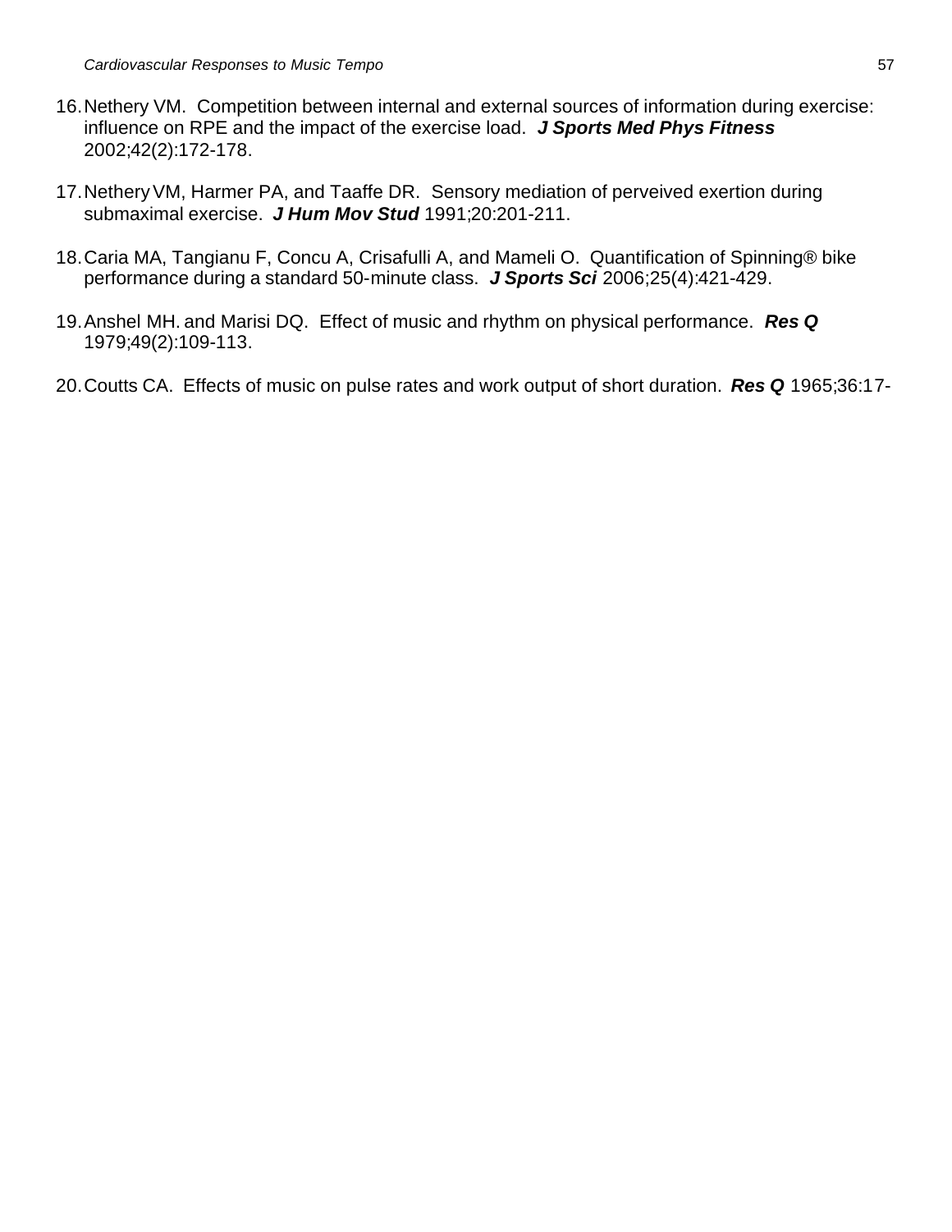16. Nethery VM. Competition between internal and external sources of information during exercise: influence on RPE and the impact of the exercise load. ***J Sports Med Phys Fitness*** 2002;42(2):172-178.

17. Nethery VM, Harmer PA, and Taaffe DR. Sensory mediation of perveived exertion during submaximal exercise. ***J Hum Mov Stud*** 1991;20:201-211.

18. Caria MA, Tangianu F, Concu A, Crisafulli A, and Mameli O. Quantification of Spinning® bike performance during a standard 50-minute class. ***J Sports Sci*** 2006;25(4):421-429.

19. Anshel MH. and Marisi DQ. Effect of music and rhythm on physical performance. ***Res Q*** 1979;49(2):109-113.

20. Coutts CA. Effects of music on pulse rates and work output of short duration. ***Res Q*** 1965;36:17-